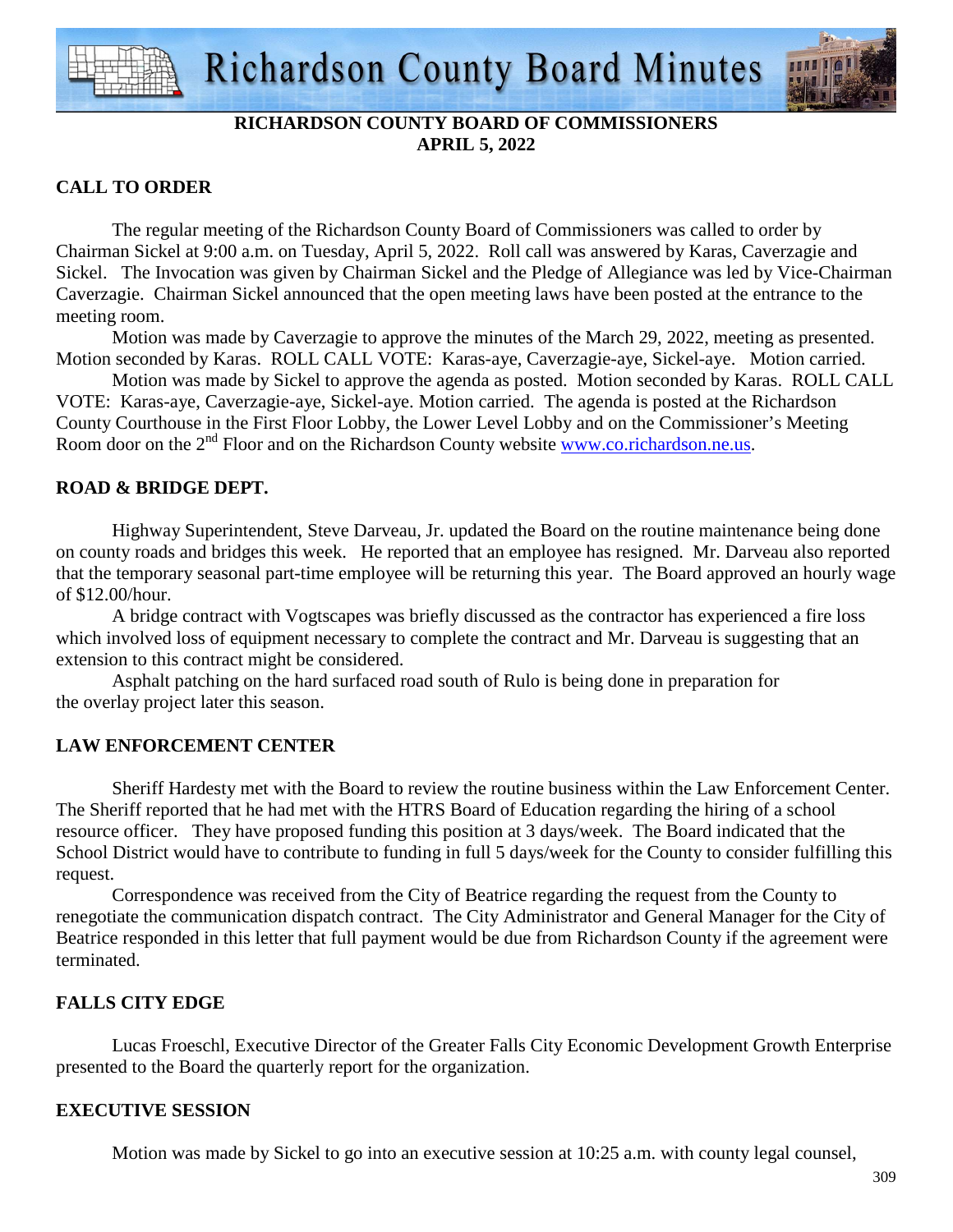**RICHARDSON COUNTY BOARD OF COMMISSIONERS**
**APRIL 5, 2022**

## CALL TO ORDER

The regular meeting of the Richardson County Board of Commissioners was called to order by Chairman Sickel at 9:00 a.m. on Tuesday, April 5, 2022. Roll call was answered by Karas, Caverzagie and Sickel. The Invocation was given by Chairman Sickel and the Pledge of Allegiance was led by Vice-Chairman Caverzagie. Chairman Sickel announced that the open meeting laws have been posted at the entrance to the meeting room.

Motion was made by Caverzagie to approve the minutes of the March 29, 2022, meeting as presented. Motion seconded by Karas. ROLL CALL VOTE: Karas-aye, Caverzagie-aye, Sickel-aye. Motion carried.

Motion was made by Sickel to approve the agenda as posted. Motion seconded by Karas. ROLL CALL VOTE: Karas-aye, Caverzagie-aye, Sickel-aye. Motion carried. The agenda is posted at the Richardson County Courthouse in the First Floor Lobby, the Lower Level Lobby and on the Commissioner's Meeting Room door on the 2nd Floor and on the Richardson County website www.co.richardson.ne.us.

## ROAD & BRIDGE DEPT.

Highway Superintendent, Steve Darveau, Jr. updated the Board on the routine maintenance being done on county roads and bridges this week. He reported that an employee has resigned. Mr. Darveau also reported that the temporary seasonal part-time employee will be returning this year. The Board approved an hourly wage of $12.00/hour.

A bridge contract with Vogtscapes was briefly discussed as the contractor has experienced a fire loss which involved loss of equipment necessary to complete the contract and Mr. Darveau is suggesting that an extension to this contract might be considered.

Asphalt patching on the hard surfaced road south of Rulo is being done in preparation for the overlay project later this season.

## LAW ENFORCEMENT CENTER

Sheriff Hardesty met with the Board to review the routine business within the Law Enforcement Center. The Sheriff reported that he had met with the HTRS Board of Education regarding the hiring of a school resource officer. They have proposed funding this position at 3 days/week. The Board indicated that the School District would have to contribute to funding in full 5 days/week for the County to consider fulfilling this request.

Correspondence was received from the City of Beatrice regarding the request from the County to renegotiate the communication dispatch contract. The City Administrator and General Manager for the City of Beatrice responded in this letter that full payment would be due from Richardson County if the agreement were terminated.

## FALLS CITY EDGE

Lucas Froeschl, Executive Director of the Greater Falls City Economic Development Growth Enterprise presented to the Board the quarterly report for the organization.

## EXECUTIVE SESSION

Motion was made by Sickel to go into an executive session at 10:25 a.m. with county legal counsel,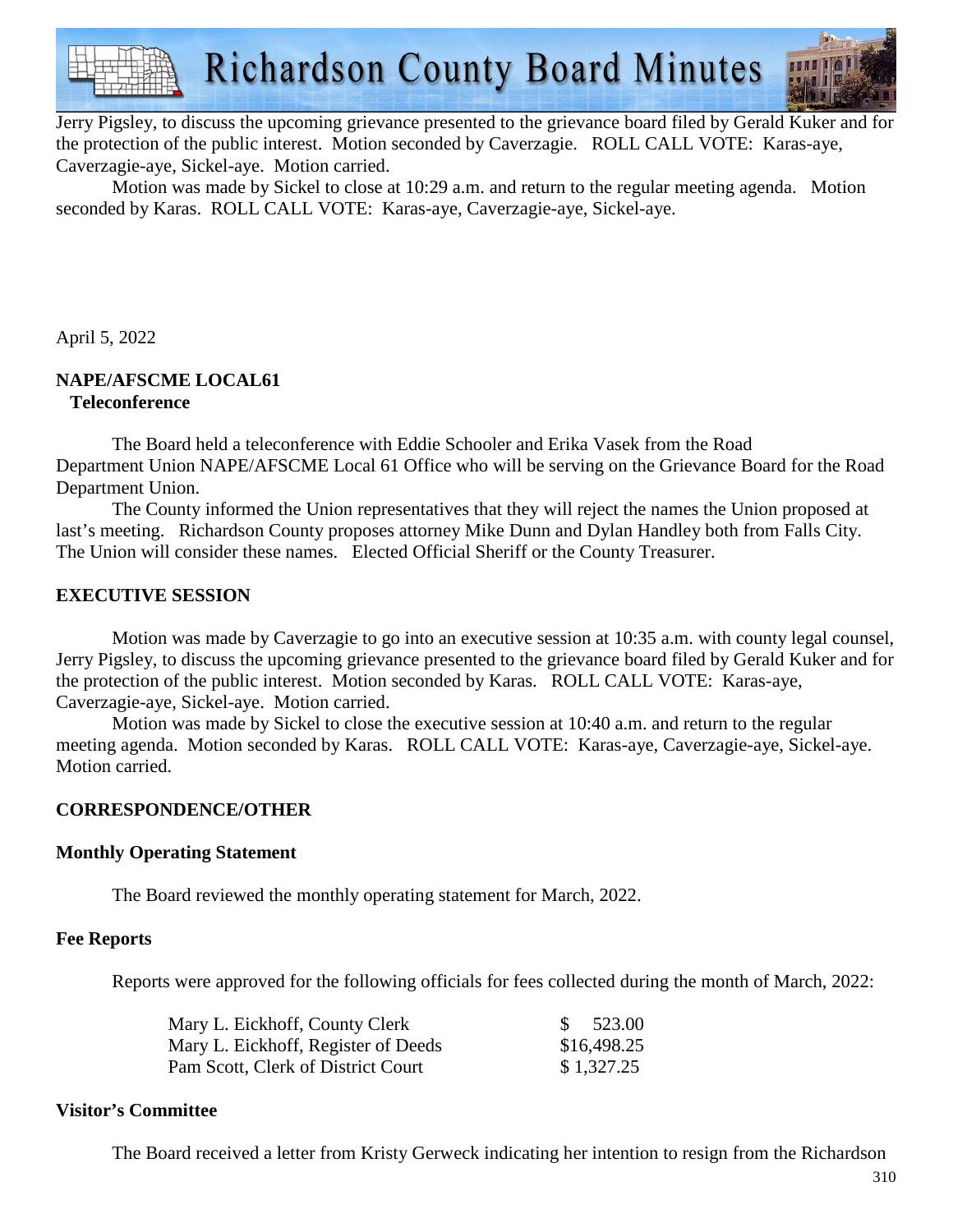Jerry Pigsley, to discuss the upcoming grievance presented to the grievance board filed by Gerald Kuker and for the protection of the public interest. Motion seconded by Caverzagie. ROLL CALL VOTE: Karas-aye, Caverzagie-aye, Sickel-aye. Motion carried.

Motion was made by Sickel to close at 10:29 a.m. and return to the regular meeting agenda. Motion seconded by Karas. ROLL CALL VOTE: Karas-aye, Caverzagie-aye, Sickel-aye.

April 5, 2022

**NAPE/AFSCME LOCAL61**
**Teleconference**

The Board held a teleconference with Eddie Schooler and Erika Vasek from the Road Department Union NAPE/AFSCME Local 61 Office who will be serving on the Grievance Board for the Road Department Union.

The County informed the Union representatives that they will reject the names the Union proposed at last's meeting. Richardson County proposes attorney Mike Dunn and Dylan Handley both from Falls City. The Union will consider these names. Elected Official Sheriff or the County Treasurer.

**EXECUTIVE SESSION**

Motion was made by Caverzagie to go into an executive session at 10:35 a.m. with county legal counsel, Jerry Pigsley, to discuss the upcoming grievance presented to the grievance board filed by Gerald Kuker and for the protection of the public interest. Motion seconded by Karas. ROLL CALL VOTE: Karas-aye, Caverzagie-aye, Sickel-aye. Motion carried.

Motion was made by Sickel to close the executive session at 10:40 a.m. and return to the regular meeting agenda. Motion seconded by Karas. ROLL CALL VOTE: Karas-aye, Caverzagie-aye, Sickel-aye. Motion carried.

**CORRESPONDENCE/OTHER**

**Monthly Operating Statement**

The Board reviewed the monthly operating statement for March, 2022.

**Fee Reports**

Reports were approved for the following officials for fees collected during the month of March, 2022:

| | |
|---|---|
| Mary L. Eickhoff, County Clerk | $ 523.00 |
| Mary L. Eickhoff, Register of Deeds | $16,498.25 |
| Pam Scott, Clerk of District Court | $ 1,327.25 |

**Visitor's Committee**

The Board received a letter from Kristy Gerweck indicating her intention to resign from the Richardson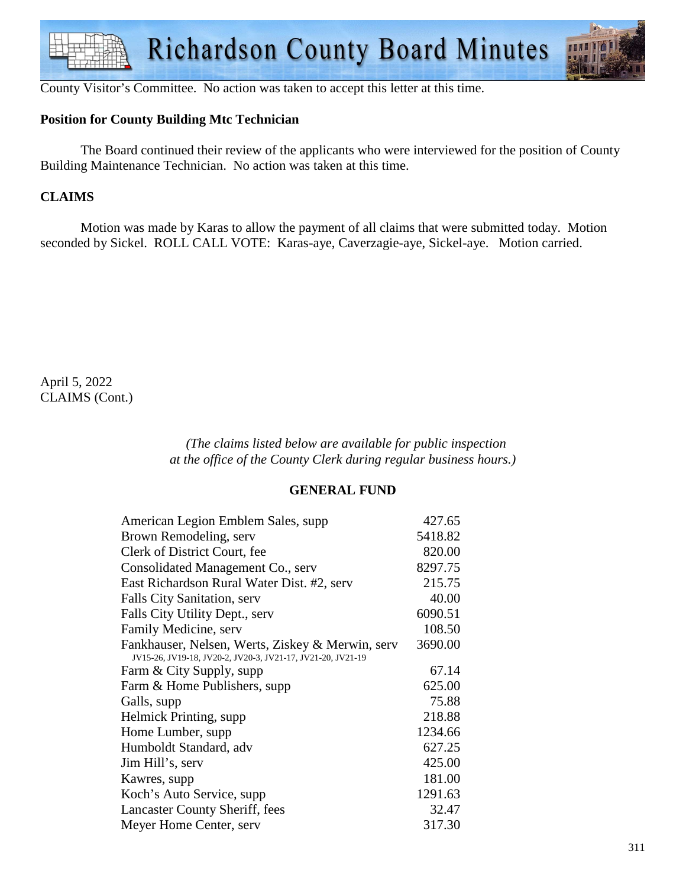County Visitor's Committee. No action was taken to accept this letter at this time.

**Position for County Building Mtc Technician**

The Board continued their review of the applicants who were interviewed for the position of County Building Maintenance Technician. No action was taken at this time.

**CLAIMS**

Motion was made by Karas to allow the payment of all claims that were submitted today. Motion seconded by Sickel. ROLL CALL VOTE: Karas-aye, Caverzagie-aye, Sickel-aye. Motion carried.

April 5, 2022
CLAIMS (Cont.)

*(The claims listed below are available for public inspection at the office of the County Clerk during regular business hours.)*

**GENERAL FUND**

| | |
|---|---|
| American Legion Emblem Sales, supp | 427.65 |
| Brown Remodeling, serv | 5418.82 |
| Clerk of District Court, fee | 820.00 |
| Consolidated Management Co., serv | 8297.75 |
| East Richardson Rural Water Dist. #2, serv | 215.75 |
| Falls City Sanitation, serv | 40.00 |
| Falls City Utility Dept., serv | 6090.51 |
| Family Medicine, serv | 108.50 |
| Fankhauser, Nelsen, Werts, Ziskey & Merwin, serv<br>JV15-26, JV19-18, JV20-2, JV20-3, JV21-17, JV21-20, JV21-19 | 3690.00 |
| Farm & City Supply, supp | 67.14 |
| Farm & Home Publishers, supp | 625.00 |
| Galls, supp | 75.88 |
| Helmick Printing, supp | 218.88 |
| Home Lumber, supp | 1234.66 |
| Humboldt Standard, adv | 627.25 |
| Jim Hill's, serv | 425.00 |
| Kawres, supp | 181.00 |
| Koch's Auto Service, supp | 1291.63 |
| Lancaster County Sheriff, fees | 32.47 |
| Meyer Home Center, serv | 317.30 |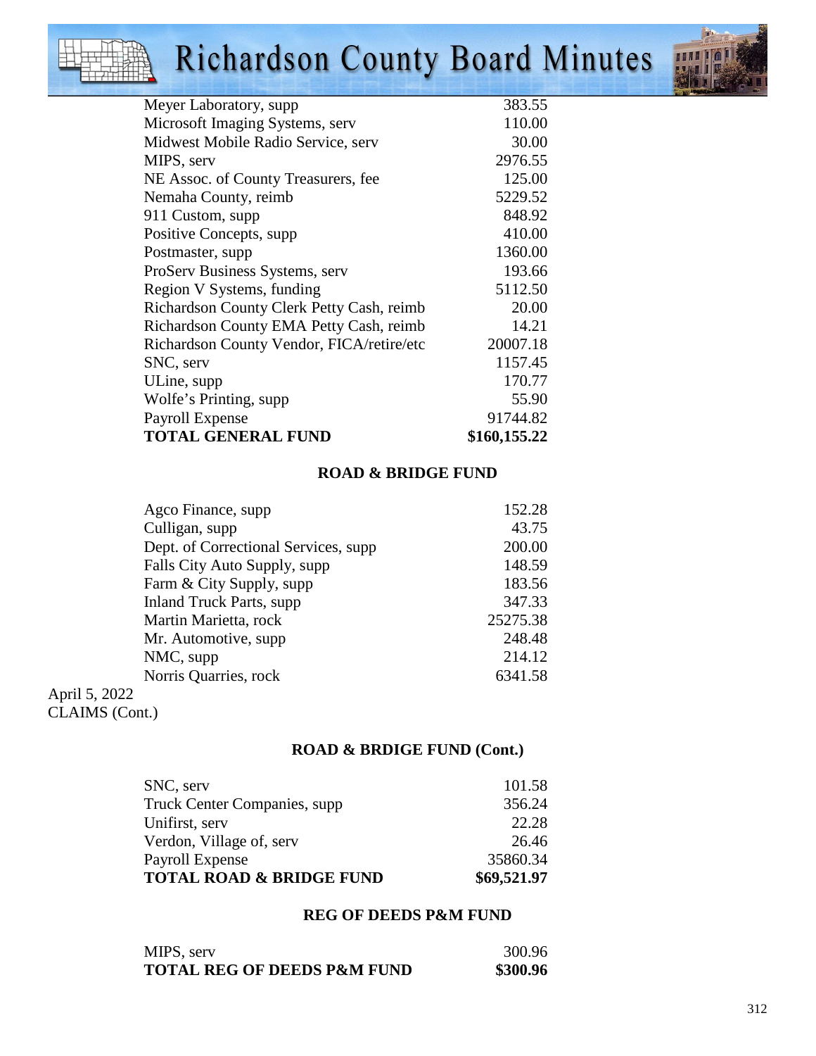| | |
|---|---|
| Meyer Laboratory, supp | 383.55 |
| Microsoft Imaging Systems, serv | 110.00 |
| Midwest Mobile Radio Service, serv | 30.00 |
| MIPS, serv | 2976.55 |
| NE Assoc. of County Treasurers, fee | 125.00 |
| Nemaha County, reimb | 5229.52 |
| 911 Custom, supp | 848.92 |
| Positive Concepts, supp | 410.00 |
| Postmaster, supp | 1360.00 |
| ProServ Business Systems, serv | 193.66 |
| Region V Systems, funding | 5112.50 |
| Richardson County Clerk Petty Cash, reimb | 20.00 |
| Richardson County EMA Petty Cash, reimb | 14.21 |
| Richardson County Vendor, FICA/retire/etc | 20007.18 |
| SNC, serv | 1157.45 |
| ULine, supp | 170.77 |
| Wolfe's Printing, supp | 55.90 |
| Payroll Expense | 91744.82 |
| **TOTAL GENERAL FUND** | **$160,155.22** |

**ROAD & BRIDGE FUND**

| | |
|---|---|
| Agco Finance, supp | 152.28 |
| Culligan, supp | 43.75 |
| Dept. of Correctional Services, supp | 200.00 |
| Falls City Auto Supply, supp | 148.59 |
| Farm & City Supply, supp | 183.56 |
| Inland Truck Parts, supp | 347.33 |
| Martin Marietta, rock | 25275.38 |
| Mr. Automotive, supp | 248.48 |
| NMC, supp | 214.12 |
| Norris Quarries, rock | 6341.58 |

April 5, 2022
CLAIMS (Cont.)

**ROAD & BRDIGE FUND (Cont.)**

| | |
|---|---|
| SNC, serv | 101.58 |
| Truck Center Companies, supp | 356.24 |
| Unifirst, serv | 22.28 |
| Verdon, Village of, serv | 26.46 |
| Payroll Expense | 35860.34 |
| **TOTAL ROAD & BRIDGE FUND** | **$69,521.97** |

**REG OF DEEDS P&M FUND**

| | |
|---|---|
| MIPS, serv | 300.96 |
| **TOTAL REG OF DEEDS P&M FUND** | **$300.96** |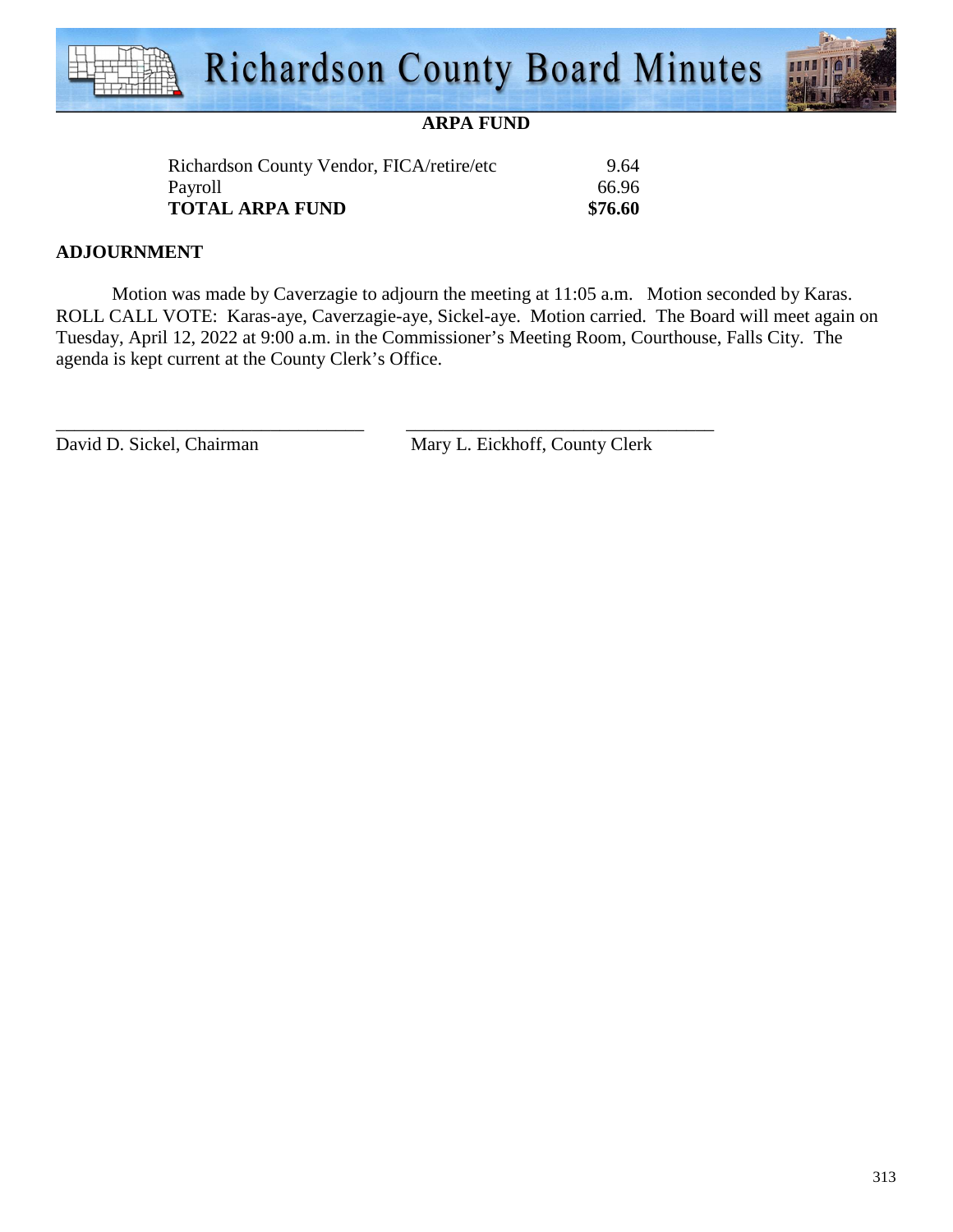**ARPA FUND**

| | |
|---|---|
| Richardson County Vendor, FICA/retire/etc | 9.64 |
| Payroll | 66.96 |
| **TOTAL ARPA FUND** | **$76.60** |

**ADJOURNMENT**

Motion was made by Caverzagie to adjourn the meeting at 11:05 a.m. Motion seconded by Karas. ROLL CALL VOTE: Karas-aye, Caverzagie-aye, Sickel-aye. Motion carried. The Board will meet again on Tuesday, April 12, 2022 at 9:00 a.m. in the Commissioner's Meeting Room, Courthouse, Falls City. The agenda is kept current at the County Clerk's Office.

\_\_\_\_\_\_\_\_\_\_\_\_\_\_\_\_\_\_\_\_\_\_\_\_\_\_\_\_\_\_\_\_\_\_ \_\_\_\_\_\_\_\_\_\_\_\_\_\_\_\_\_\_\_\_\_\_\_\_\_\_\_\_\_\_\_\_\_\_

David D. Sickel, Chairman Mary L. Eickhoff, County Clerk